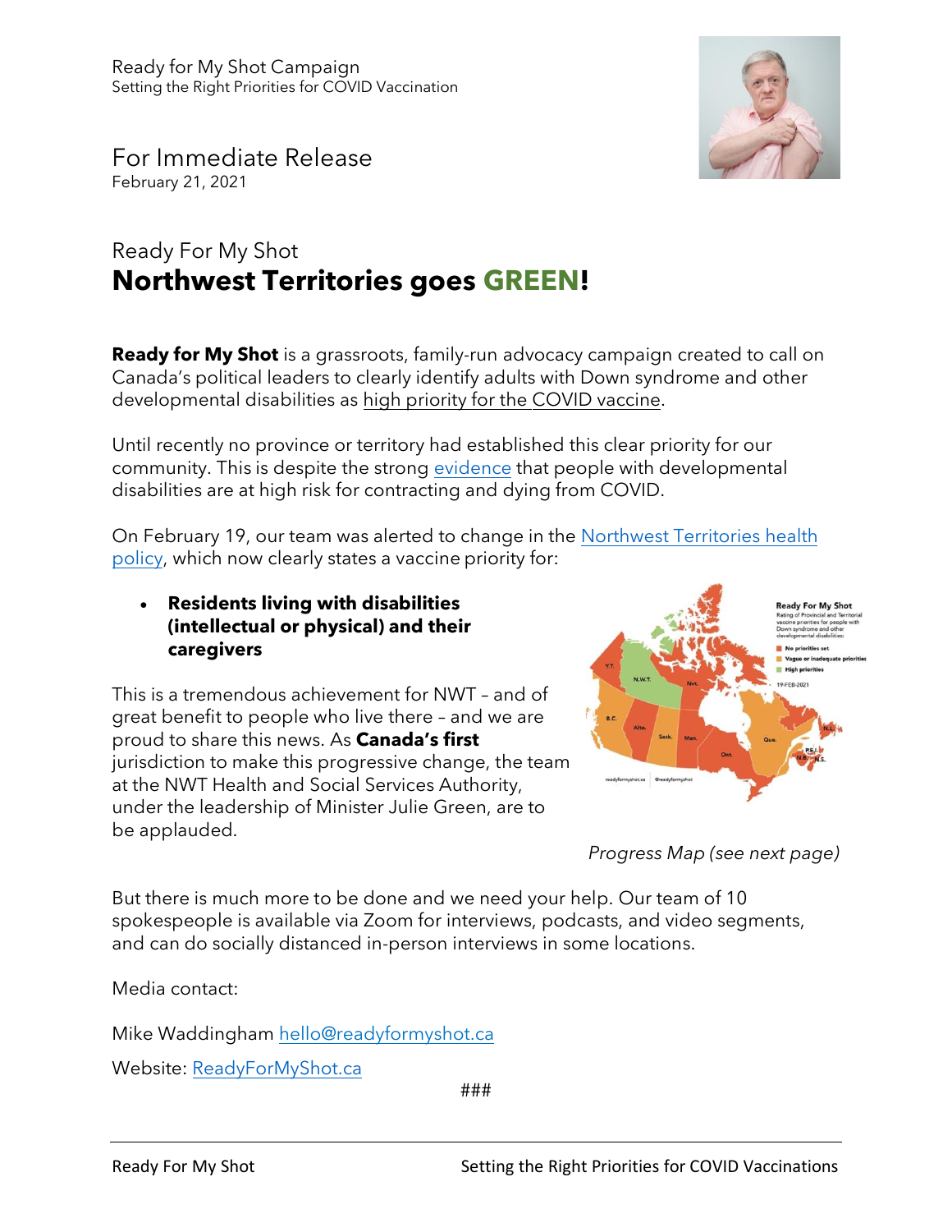Ready for My Shot Campaign
Setting the Right Priorities for COVID Vaccination

For Immediate Release
February 21, 2021

## Ready For My Shot
# Northwest Territories goes GREEN!

**Ready for My Shot** is a grassroots, family-run advocacy campaign created to call on Canada's political leaders to clearly identify adults with Down syndrome and other developmental disabilities as high priority for the COVID vaccine.

Until recently no province or territory had established this clear priority for our community. This is despite the strong evidence that people with developmental disabilities are at high risk for contracting and dying from COVID.

On February 19, our team was alerted to change in the Northwest Territories health policy, which now clearly states a vaccine priority for:

- **Residents living with disabilities (intellectual or physical) and their caregivers**

This is a tremendous achievement for NWT – and of great benefit to people who live there – and we are proud to share this news. As **Canada's first** jurisdiction to make this progressive change, the team at the NWT Health and Social Services Authority, under the leadership of Minister Julie Green, are to be applauded.

*Progress Map (see next page)*

But there is much more to be done and we need your help. Our team of 10 spokespeople is available via Zoom for interviews, podcasts, and video segments, and can do socially distanced in-person interviews in some locations.

Media contact:

Mike Waddingham hello@readyformyshot.ca

Website: ReadyForMyShot.ca

###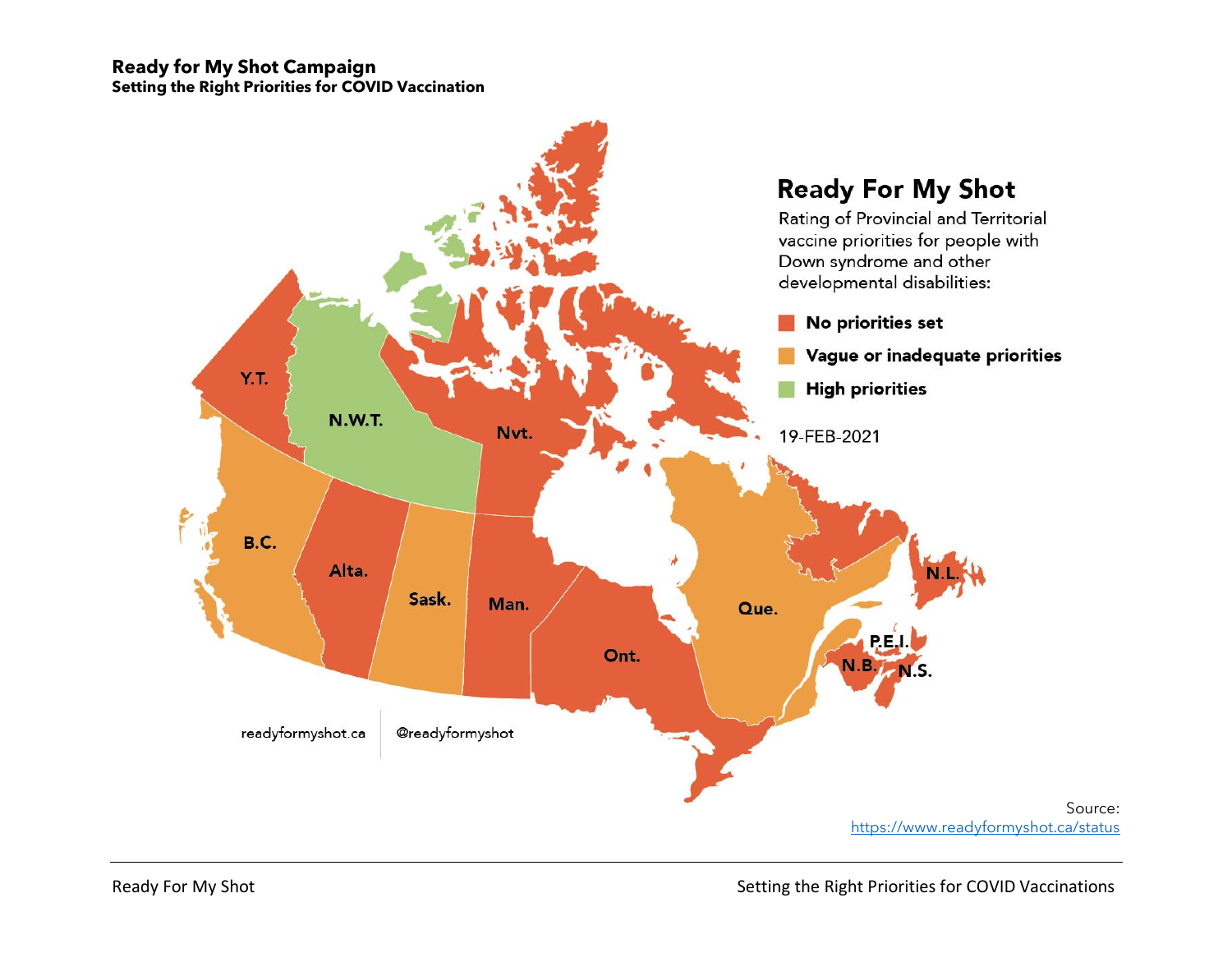**Ready for My Shot Campaign**
**Setting the Right Priorities for COVID Vaccination**

## Ready For My Shot

Rating of Provincial and Territorial vaccine priorities for people with Down syndrome and other developmental disabilities:

- **No priorities set**
- **Vague or inadequate priorities**
- **High priorities**

19-FEB-2021

Y.T.
N.W.T.
Nvt.
B.C.
Alta.
Sask.
Man.
Ont.
Que.
N.L.
P.E.I.
N.B.
N.S.

readyformyshot.ca | @readyformyshot

Source:
https://www.readyformyshot.ca/status